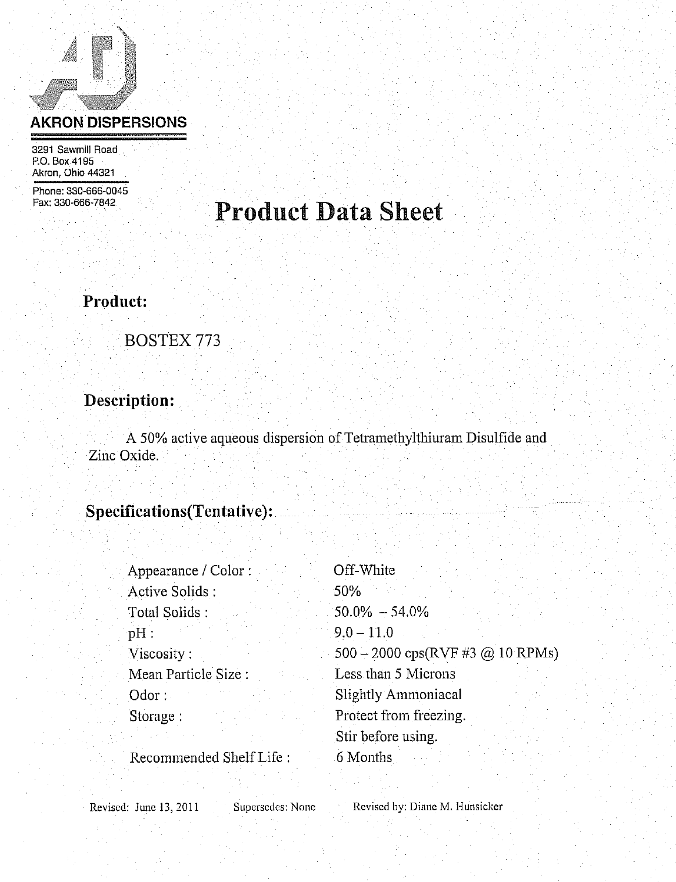**AKRON DISPERSIONS**

3291 Sawmill Road
P.O. Box 4195
Akron, Ohio 44321

Phone: 330-666-0045
Fax: 330-666-7842

# Product Data Sheet

## Product:

BOSTEX 773

## Description:

A 50% active aqueous dispersion of Tetramethylthiuram Disulfide and Zinc Oxide.

## Specifications(Tentative):

| | |
|---|---|
| Appearance / Color : | Off-White |
| Active Solids : | 50% |
| Total Solids : | 50.0% – 54.0% |
| pH : | 9.0 – 11.0 |
| Viscosity : | 500 – 2000 cps(RVF #3 @ 10 RPMs) |
| Mean Particle Size : | Less than 5 Microns |
| Odor : | Slightly Ammoniacal |
| Storage : | Protect from freezing. Stir before using. |
| Recommended Shelf Life : | 6 Months |

Revised: June 13, 2011 Supersedes: None Revised by: Diane M. Hunsicker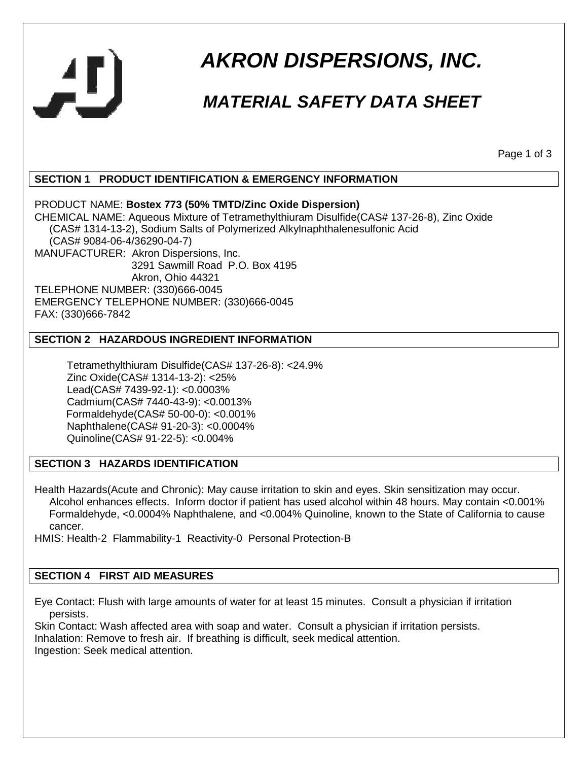# AKRON DISPERSIONS, INC.

## MATERIAL SAFETY DATA SHEET

### SECTION 1 PRODUCT IDENTIFICATION & EMERGENCY INFORMATION

PRODUCT NAME: **Bostex 773 (50% TMTD/Zinc Oxide Dispersion)**
CHEMICAL NAME: Aqueous Mixture of Tetramethylthiuram Disulfide(CAS# 137-26-8), Zinc Oxide (CAS# 1314-13-2), Sodium Salts of Polymerized Alkylnaphthalenesulfonic Acid (CAS# 9084-06-4/36290-04-7)
MANUFACTURER: Akron Dispersions, Inc.
3291 Sawmill Road P.O. Box 4195
Akron, Ohio 44321
TELEPHONE NUMBER: (330)666-0045
EMERGENCY TELEPHONE NUMBER: (330)666-0045
FAX: (330)666-7842

### SECTION 2 HAZARDOUS INGREDIENT INFORMATION

Tetramethylthiuram Disulfide(CAS# 137-26-8): <24.9%
Zinc Oxide(CAS# 1314-13-2): <25%
Lead(CAS# 7439-92-1): <0.0003%
Cadmium(CAS# 7440-43-9): <0.0013%
Formaldehyde(CAS# 50-00-0): <0.001%
Naphthalene(CAS# 91-20-3): <0.0004%
Quinoline(CAS# 91-22-5): <0.004%

### SECTION 3 HAZARDS IDENTIFICATION

Health Hazards(Acute and Chronic): May cause irritation to skin and eyes. Skin sensitization may occur. Alcohol enhances effects. Inform doctor if patient has used alcohol within 48 hours. May contain <0.001% Formaldehyde, <0.0004% Naphthalene, and <0.004% Quinoline, known to the State of California to cause cancer.
HMIS: Health-2 Flammability-1 Reactivity-0 Personal Protection-B

### SECTION 4 FIRST AID MEASURES

Eye Contact: Flush with large amounts of water for at least 15 minutes. Consult a physician if irritation persists.
Skin Contact: Wash affected area with soap and water. Consult a physician if irritation persists.
Inhalation: Remove to fresh air. If breathing is difficult, seek medical attention.
Ingestion: Seek medical attention.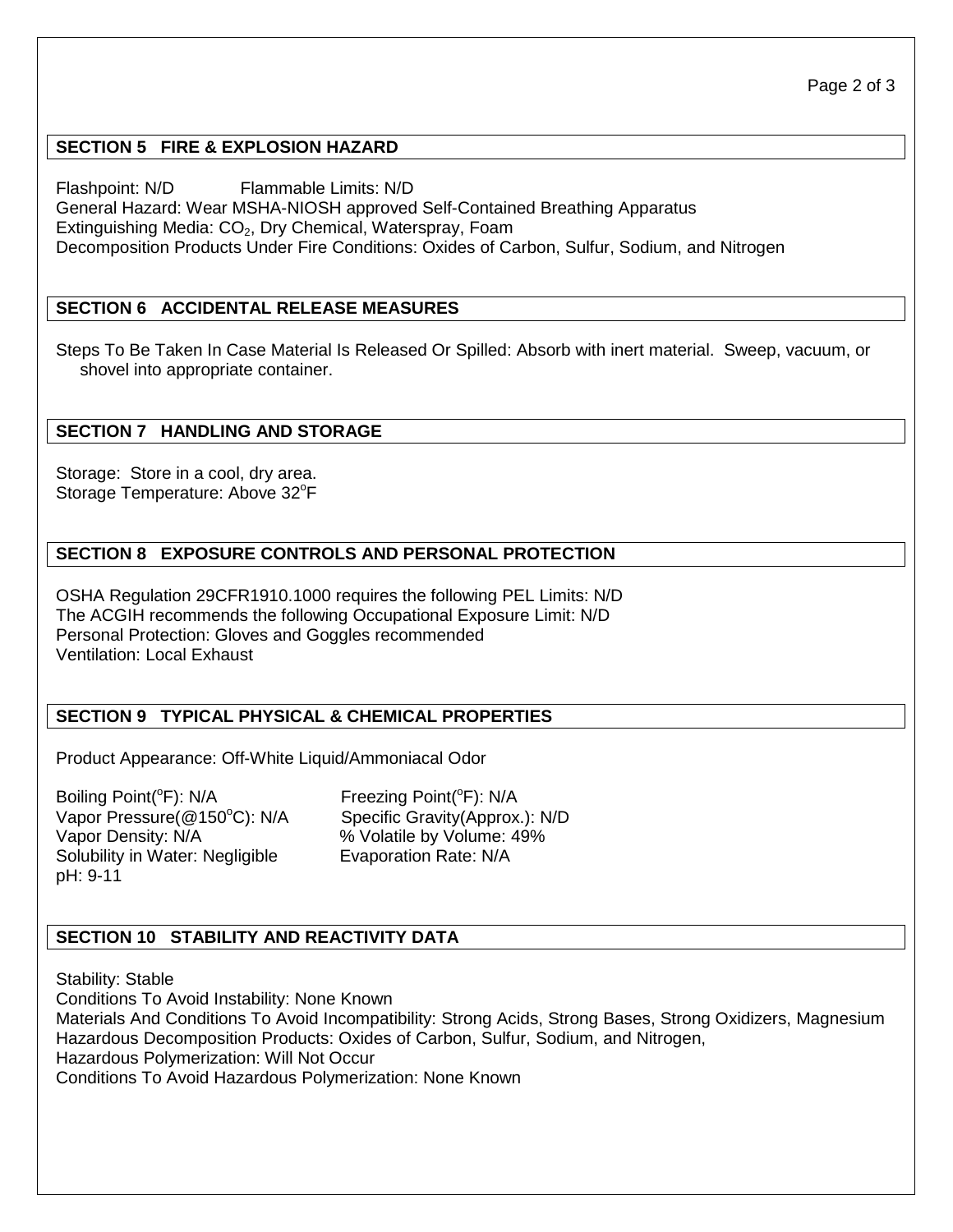## SECTION 5 FIRE & EXPLOSION HAZARD

Flashpoint: N/D Flammable Limits: N/D
General Hazard: Wear MSHA-NIOSH approved Self-Contained Breathing Apparatus
Extinguishing Media: $CO_2$, Dry Chemical, Waterspray, Foam
Decomposition Products Under Fire Conditions: Oxides of Carbon, Sulfur, Sodium, and Nitrogen

## SECTION 6 ACCIDENTAL RELEASE MEASURES

Steps To Be Taken In Case Material Is Released Or Spilled: Absorb with inert material. Sweep, vacuum, or shovel into appropriate container.

## SECTION 7 HANDLING AND STORAGE

Storage: Store in a cool, dry area.
Storage Temperature: Above 32°F

## SECTION 8 EXPOSURE CONTROLS AND PERSONAL PROTECTION

OSHA Regulation 29CFR1910.1000 requires the following PEL Limits: N/D
The ACGIH recommends the following Occupational Exposure Limit: N/D
Personal Protection: Gloves and Goggles recommended
Ventilation: Local Exhaust

## SECTION 9 TYPICAL PHYSICAL & CHEMICAL PROPERTIES

Product Appearance: Off-White Liquid/Ammoniacal Odor

Boiling Point(°F): N/A
Freezing Point(°F): N/A
Vapor Pressure(@150°C): N/A
Specific Gravity(Approx.): N/D
Vapor Density: N/A
% Volatile by Volume: 49%
Solubility in Water: Negligible
Evaporation Rate: N/A
pH: 9-11

## SECTION 10 STABILITY AND REACTIVITY DATA

Stability: Stable
Conditions To Avoid Instability: None Known
Materials And Conditions To Avoid Incompatibility: Strong Acids, Strong Bases, Strong Oxidizers, Magnesium
Hazardous Decomposition Products: Oxides of Carbon, Sulfur, Sodium, and Nitrogen,
Hazardous Polymerization: Will Not Occur
Conditions To Avoid Hazardous Polymerization: None Known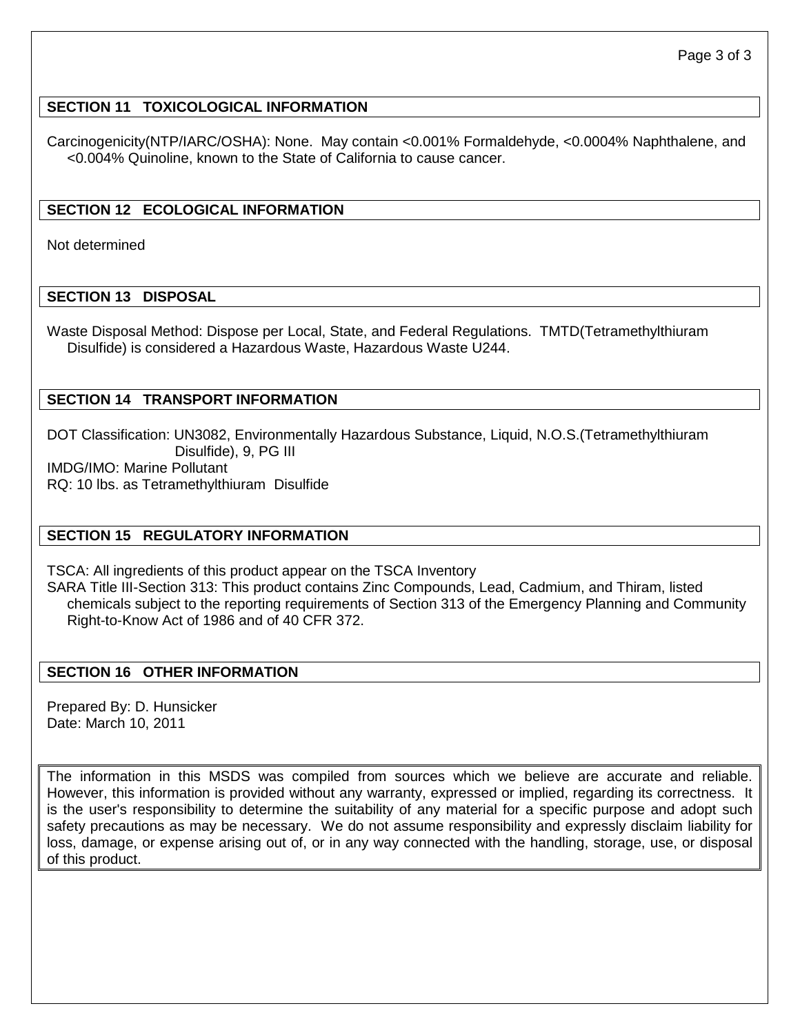## SECTION 11 TOXICOLOGICAL INFORMATION

Carcinogenicity(NTP/IARC/OSHA): None. May contain <0.001% Formaldehyde, <0.0004% Naphthalene, and <0.004% Quinoline, known to the State of California to cause cancer.

## SECTION 12 ECOLOGICAL INFORMATION

Not determined

## SECTION 13 DISPOSAL

Waste Disposal Method: Dispose per Local, State, and Federal Regulations. TMTD(Tetramethylthiuram Disulfide) is considered a Hazardous Waste, Hazardous Waste U244.

## SECTION 14 TRANSPORT INFORMATION

DOT Classification: UN3082, Environmentally Hazardous Substance, Liquid, N.O.S.(Tetramethylthiuram Disulfide), 9, PG III

IMDG/IMO: Marine Pollutant

RQ: 10 lbs. as Tetramethylthiuram Disulfide

## SECTION 15 REGULATORY INFORMATION

TSCA: All ingredients of this product appear on the TSCA Inventory

SARA Title III-Section 313: This product contains Zinc Compounds, Lead, Cadmium, and Thiram, listed chemicals subject to the reporting requirements of Section 313 of the Emergency Planning and Community Right-to-Know Act of 1986 and of 40 CFR 372.

## SECTION 16 OTHER INFORMATION

Prepared By: D. Hunsicker

Date: March 10, 2011

The information in this MSDS was compiled from sources which we believe are accurate and reliable. However, this information is provided without any warranty, expressed or implied, regarding its correctness. It is the user's responsibility to determine the suitability of any material for a specific purpose and adopt such safety precautions as may be necessary. We do not assume responsibility and expressly disclaim liability for loss, damage, or expense arising out of, or in any way connected with the handling, storage, use, or disposal of this product.